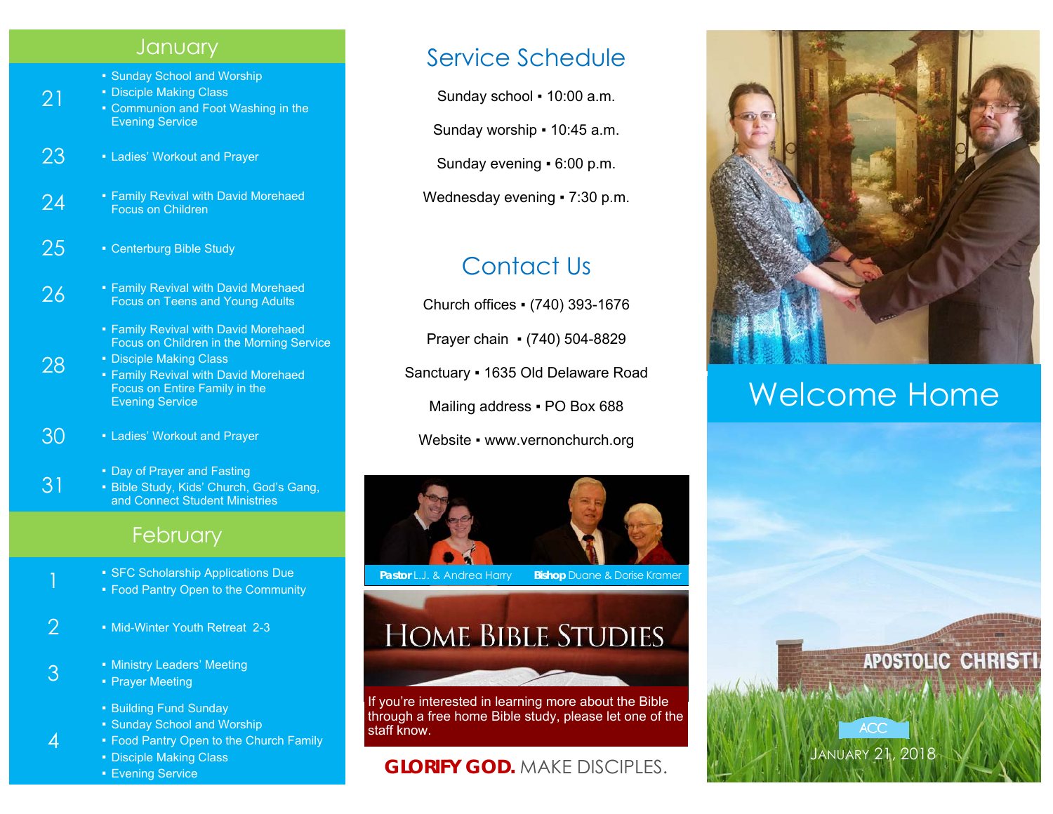## January

**21**
- Sunday School and Worship
- Disciple Making Class
- Communion and Foot Washing in the Evening Service

**23**
- Ladies' Workout and Prayer

**24**
- Family Revival with David Morehead Focus on Children

**25**
- Centerburg Bible Study

**26**
- Family Revival with David Morehaed Focus on Teens and Young Adults

**28**
- Family Revival with David Morehaed Focus on Children in the Morning Service
- Disciple Making Class
- Family Revival with David Morehaed Focus on Entire Family in the Evening Service

**30**
- Ladies' Workout and Prayer

**31**
- Day of Prayer and Fasting
- Bible Study, Kids' Church, God's Gang, and Connect Student Ministries

## February

**1**
- SFC Scholarship Applications Due
- Food Pantry Open to the Community

**2**
- Mid-Winter Youth Retreat 2-3

**3**
- Ministry Leaders' Meeting
- Prayer Meeting

**4**
- Building Fund Sunday
- Sunday School and Worship
- Food Pantry Open to the Church Family
- Disciple Making Class
- Evening Service

## Service Schedule

Sunday school ▪ 10:00 a.m.

Sunday worship ▪ 10:45 a.m.

Sunday evening ▪ 6:00 p.m.

Wednesday evening ▪ 7:30 p.m.

## Contact Us

Church offices ▪ (740) 393-1676

Prayer chain ▪ (740) 504-8829

Sanctuary ▪ 1635 Old Delaware Road

Mailing address ▪ PO Box 688

Website ▪ www.vernonchurch.org

**Pastor** L.J. & Andrea Harry **Bishop** Duane & Dorise Kramer

## Home Bible Studies

If you're interested in learning more about the Bible through a free home Bible study, please let one of the staff know.

**GLORIFY GOD.** MAKE DISCIPLES.

# Welcome Home

APOSTOLIC CHRISTI

ACC

January 21, 2018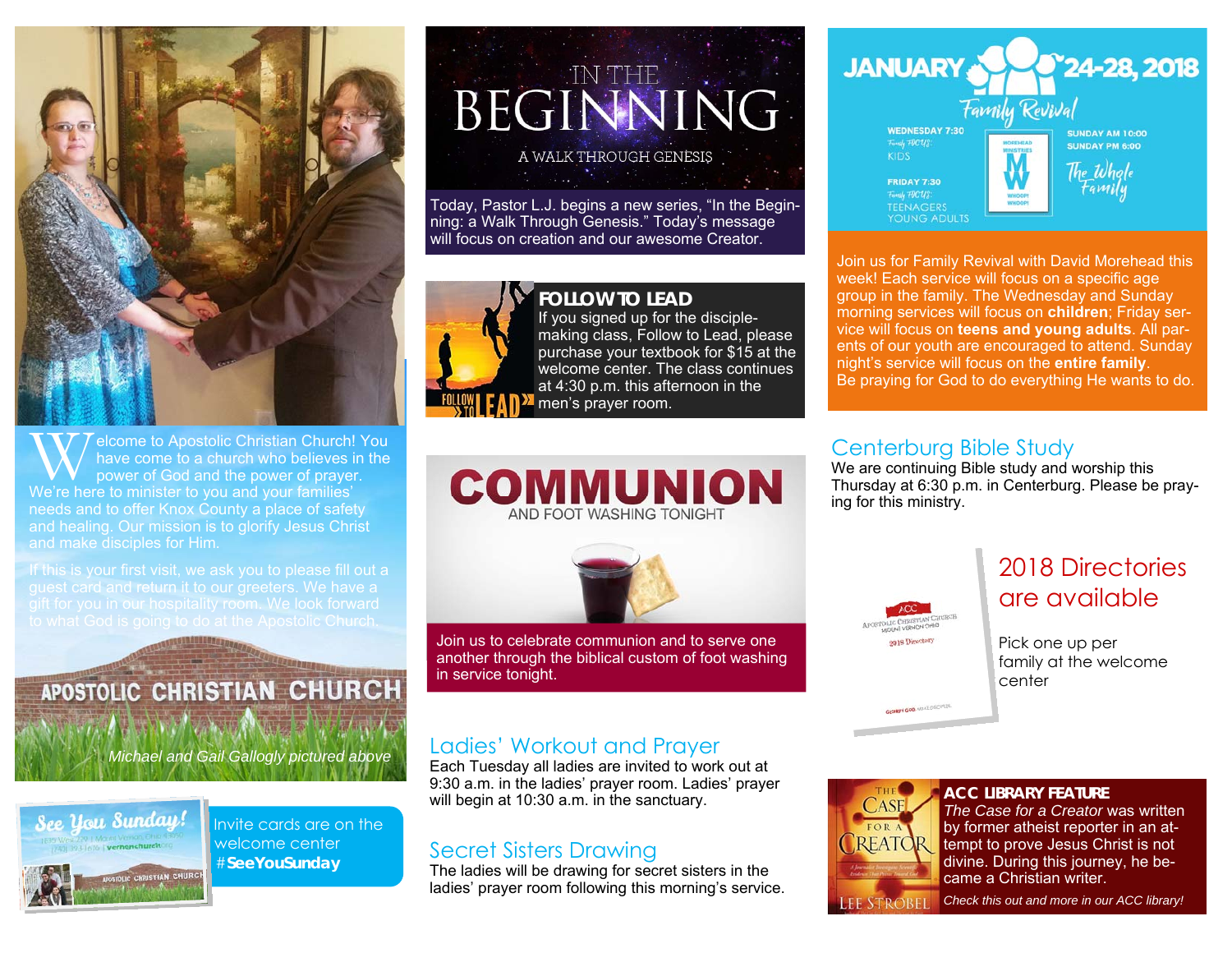Welcome to Apostolic Christian Church! You have come to a church who believes in the power of God and the power of prayer. We're here to minister to you and your families' needs and to offer Knox County a place of safety and healing. Our mission is to glorify Jesus Christ and make disciples for Him.

If this is your first visit, we ask you to please fill out a guest card and return it to our greeters. We have a gift for you in our hospitality room. We look forward to what God is going to do at the Apostolic Church.

APOSTOLIC CHRISTIAN CHURCH

*Michael and Gail Gallogly pictured above*

See You Sunday!

Invite cards are on the welcome center **#SeeYouSunday**

# IN THE BEGINNING

A WALK THROUGH GENESIS

Today, Pastor L.J. begins a new series, "In the Beginning: a Walk Through Genesis." Today's message will focus on creation and our awesome Creator.

## FOLLOW TO LEAD

If you signed up for the disciple-making class, Follow to Lead, please purchase your textbook for $15 at the welcome center. The class continues at 4:30 p.m. this afternoon in the men's prayer room.

# COMMUNION

AND FOOT WASHING TONIGHT

Join us to celebrate communion and to serve one another through the biblical custom of foot washing in service tonight.

## Ladies' Workout and Prayer

Each Tuesday all ladies are invited to work out at 9:30 a.m. in the ladies' prayer room. Ladies' prayer will begin at 10:30 a.m. in the sanctuary.

## Secret Sisters Drawing

The ladies will be drawing for secret sisters in the ladies' prayer room following this morning's service.

# JANUARY 24-28, 2018

Family Revival

WEDNESDAY 7:30
Family FOCUS:
KIDS

FRIDAY 7:30
Family FOCUS:
TEENAGERS
YOUNG ADULTS

SUNDAY AM 10:00
SUNDAY PM 6:00
The Whole Family

Join us for Family Revival with David Morehead this week! Each service will focus on a specific age group in the family. The Wednesday and Sunday morning services will focus on **children**; Friday service will focus on **teens and young adults**. All parents of our youth are encouraged to attend. Sunday night's service will focus on the **entire family**.
Be praying for God to do everything He wants to do.

## Centerburg Bible Study

We are continuing Bible study and worship this Thursday at 6:30 p.m. in Centerburg. Please be praying for this ministry.

## 2018 Directories are available

Pick one up per family at the welcome center

## ACC LIBRARY FEATURE

*The Case for a Creator* was written by former atheist reporter in an attempt to prove Jesus Christ is not divine. During this journey, he became a Christian writer.

*Check this out and more in our ACC library!*